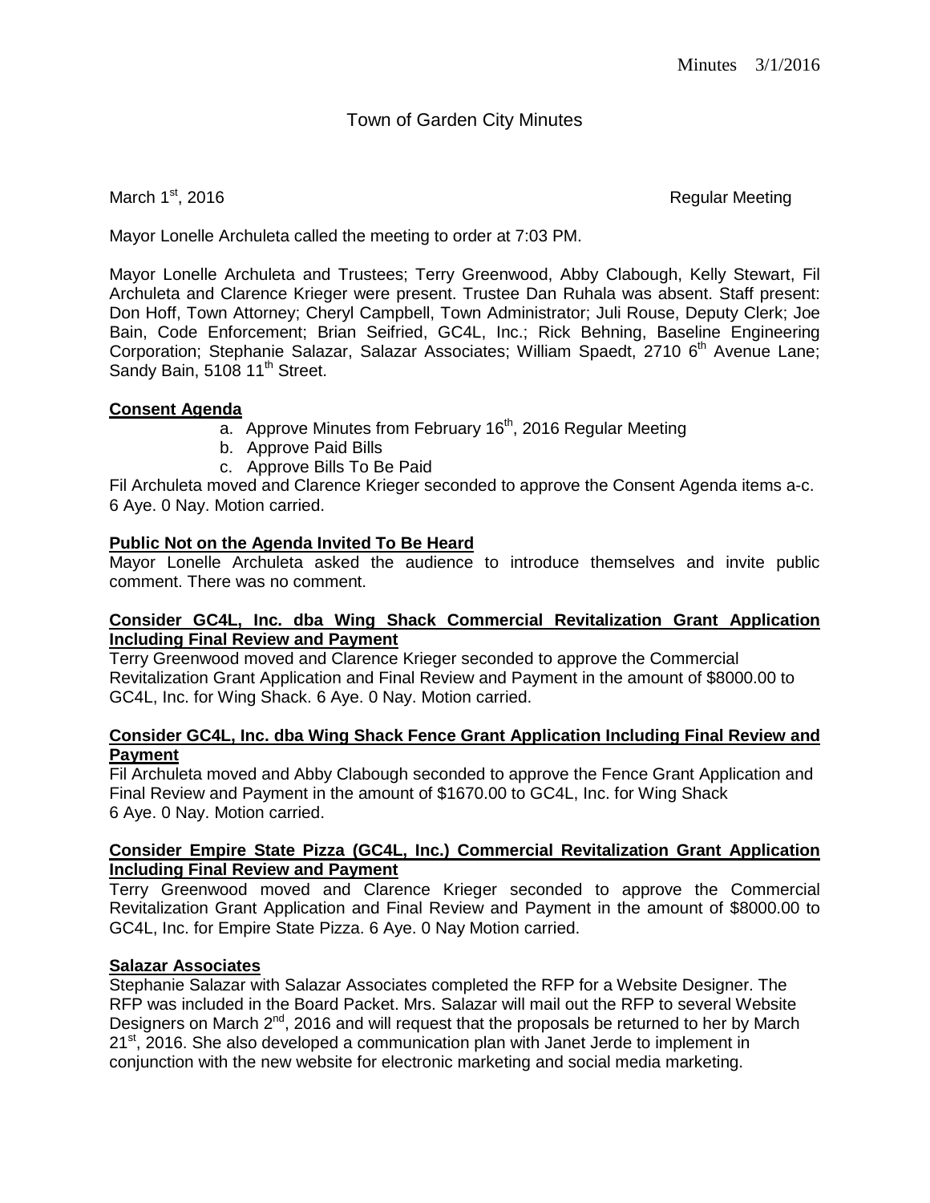# Town of Garden City Minutes

March 1st, 2016 Regular Meeting

Mayor Lonelle Archuleta called the meeting to order at 7:03 PM.

Mayor Lonelle Archuleta and Trustees; Terry Greenwood, Abby Clabough, Kelly Stewart, Fil Archuleta and Clarence Krieger were present. Trustee Dan Ruhala was absent. Staff present: Don Hoff, Town Attorney; Cheryl Campbell, Town Administrator; Juli Rouse, Deputy Clerk; Joe Bain, Code Enforcement; Brian Seifried, GC4L, Inc.; Rick Behning, Baseline Engineering Corporation; Stephanie Salazar, Salazar Associates; William Spaedt, 2710 6th Avenue Lane; Sandy Bain, 5108 11th Street.

**Consent Agenda**

a. Approve Minutes from February 16th, 2016 Regular Meeting
b. Approve Paid Bills
c. Approve Bills To Be Paid

Fil Archuleta moved and Clarence Krieger seconded to approve the Consent Agenda items a-c. 6 Aye. 0 Nay. Motion carried.

**Public Not on the Agenda Invited To Be Heard**

Mayor Lonelle Archuleta asked the audience to introduce themselves and invite public comment. There was no comment.

**Consider GC4L, Inc. dba Wing Shack Commercial Revitalization Grant Application Including Final Review and Payment**

Terry Greenwood moved and Clarence Krieger seconded to approve the Commercial Revitalization Grant Application and Final Review and Payment in the amount of $8000.00 to GC4L, Inc. for Wing Shack. 6 Aye. 0 Nay. Motion carried.

**Consider GC4L, Inc. dba Wing Shack Fence Grant Application Including Final Review and Payment**

Fil Archuleta moved and Abby Clabough seconded to approve the Fence Grant Application and Final Review and Payment in the amount of $1670.00 to GC4L, Inc. for Wing Shack 6 Aye. 0 Nay. Motion carried.

**Consider Empire State Pizza (GC4L, Inc.) Commercial Revitalization Grant Application Including Final Review and Payment**

Terry Greenwood moved and Clarence Krieger seconded to approve the Commercial Revitalization Grant Application and Final Review and Payment in the amount of $8000.00 to GC4L, Inc. for Empire State Pizza. 6 Aye. 0 Nay Motion carried.

**Salazar Associates**

Stephanie Salazar with Salazar Associates completed the RFP for a Website Designer. The RFP was included in the Board Packet. Mrs. Salazar will mail out the RFP to several Website Designers on March 2nd, 2016 and will request that the proposals be returned to her by March 21st, 2016. She also developed a communication plan with Janet Jerde to implement in conjunction with the new website for electronic marketing and social media marketing.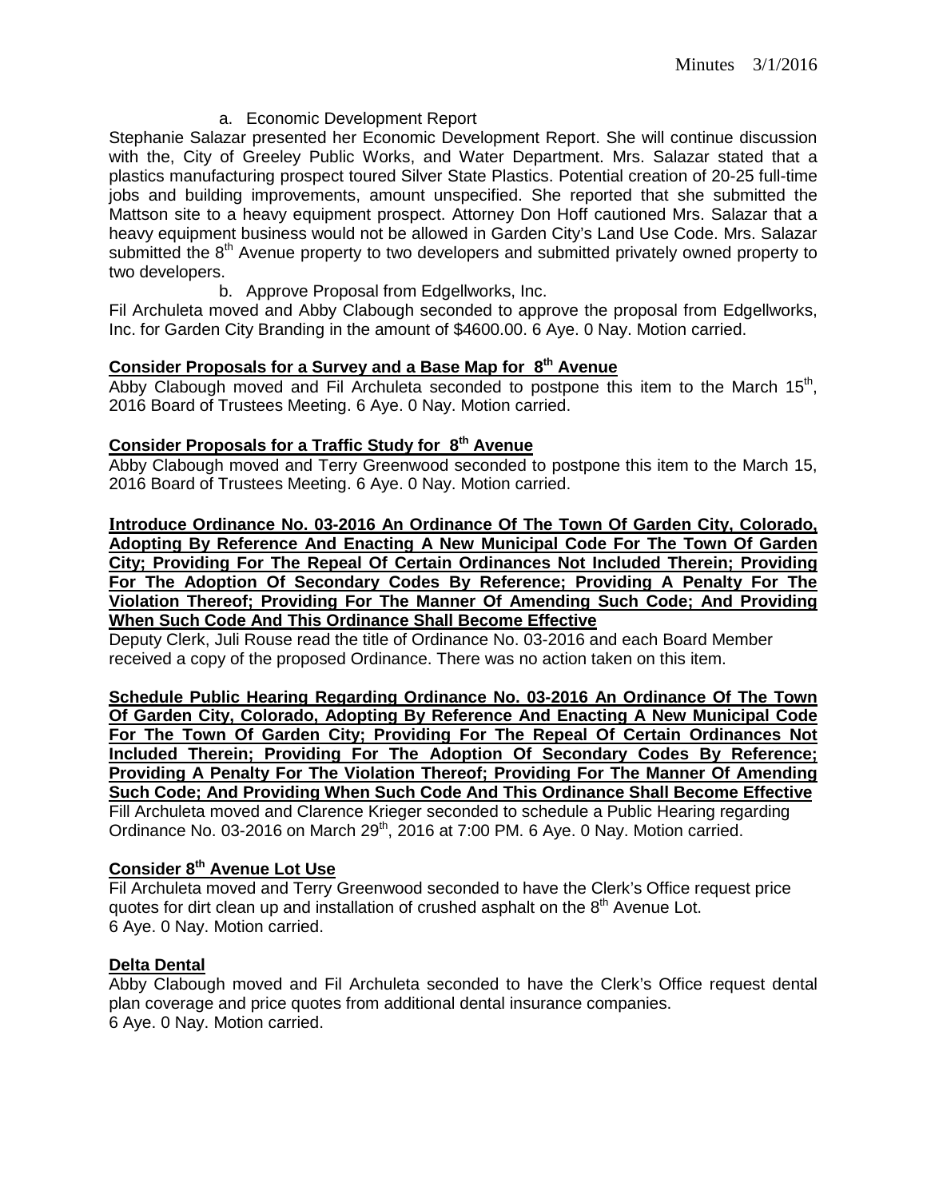a. Economic Development Report

Stephanie Salazar presented her Economic Development Report. She will continue discussion with the, City of Greeley Public Works, and Water Department. Mrs. Salazar stated that a plastics manufacturing prospect toured Silver State Plastics. Potential creation of 20-25 full-time jobs and building improvements, amount unspecified. She reported that she submitted the Mattson site to a heavy equipment prospect. Attorney Don Hoff cautioned Mrs. Salazar that a heavy equipment business would not be allowed in Garden City's Land Use Code. Mrs. Salazar submitted the 8th Avenue property to two developers and submitted privately owned property to two developers.

b. Approve Proposal from Edgellworks, Inc.

Fil Archuleta moved and Abby Clabough seconded to approve the proposal from Edgellworks, Inc. for Garden City Branding in the amount of $4600.00. 6 Aye. 0 Nay. Motion carried.

**Consider Proposals for a Survey and a Base Map for 8th Avenue**

Abby Clabough moved and Fil Archuleta seconded to postpone this item to the March 15th, 2016 Board of Trustees Meeting. 6 Aye. 0 Nay. Motion carried.

**Consider Proposals for a Traffic Study for 8th Avenue**

Abby Clabough moved and Terry Greenwood seconded to postpone this item to the March 15, 2016 Board of Trustees Meeting. 6 Aye. 0 Nay. Motion carried.

**Introduce Ordinance No. 03-2016 An Ordinance Of The Town Of Garden City, Colorado, Adopting By Reference And Enacting A New Municipal Code For The Town Of Garden City; Providing For The Repeal Of Certain Ordinances Not Included Therein; Providing For The Adoption Of Secondary Codes By Reference; Providing A Penalty For The Violation Thereof; Providing For The Manner Of Amending Such Code; And Providing When Such Code And This Ordinance Shall Become Effective**

Deputy Clerk, Juli Rouse read the title of Ordinance No. 03-2016 and each Board Member received a copy of the proposed Ordinance. There was no action taken on this item.

**Schedule Public Hearing Regarding Ordinance No. 03-2016 An Ordinance Of The Town Of Garden City, Colorado, Adopting By Reference And Enacting A New Municipal Code For The Town Of Garden City; Providing For The Repeal Of Certain Ordinances Not Included Therein; Providing For The Adoption Of Secondary Codes By Reference; Providing A Penalty For The Violation Thereof; Providing For The Manner Of Amending Such Code; And Providing When Such Code And This Ordinance Shall Become Effective**

Fill Archuleta moved and Clarence Krieger seconded to schedule a Public Hearing regarding Ordinance No. 03-2016 on March 29th, 2016 at 7:00 PM. 6 Aye. 0 Nay. Motion carried.

**Consider 8th Avenue Lot Use**

Fil Archuleta moved and Terry Greenwood seconded to have the Clerk's Office request price quotes for dirt clean up and installation of crushed asphalt on the 8th Avenue Lot.
6 Aye. 0 Nay. Motion carried.

**Delta Dental**

Abby Clabough moved and Fil Archuleta seconded to have the Clerk's Office request dental plan coverage and price quotes from additional dental insurance companies.
6 Aye. 0 Nay. Motion carried.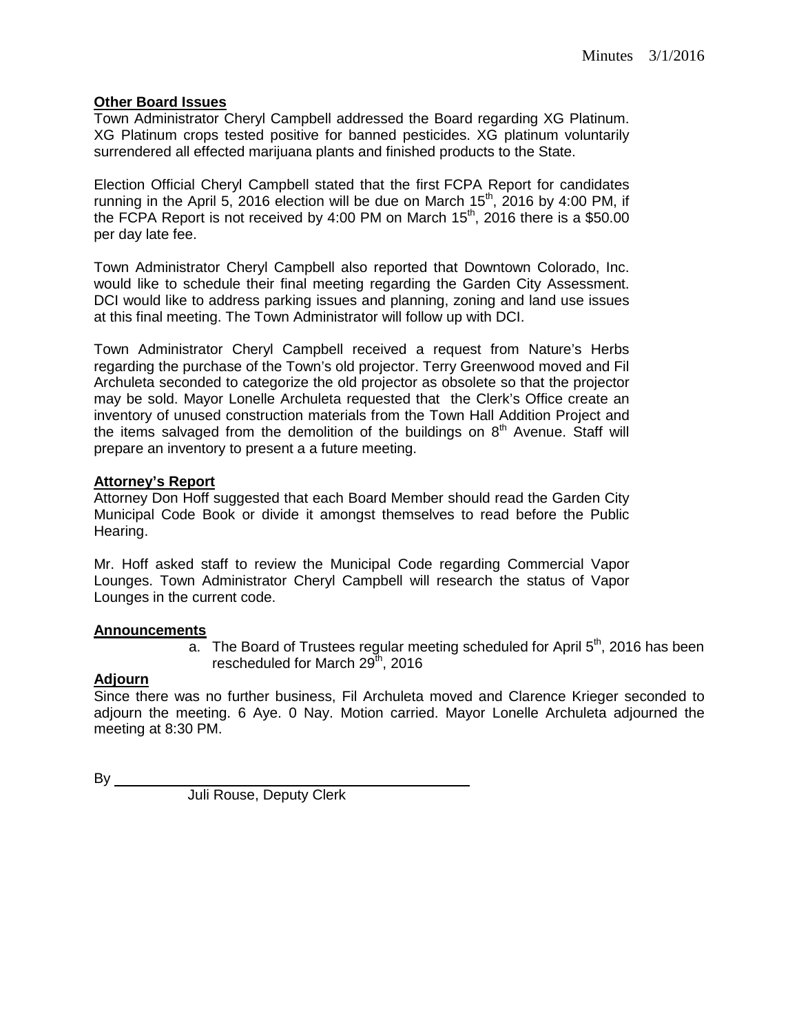**Other Board Issues**

Town Administrator Cheryl Campbell addressed the Board regarding XG Platinum. XG Platinum crops tested positive for banned pesticides. XG platinum voluntarily surrendered all effected marijuana plants and finished products to the State.

Election Official Cheryl Campbell stated that the first FCPA Report for candidates running in the April 5, 2016 election will be due on March 15th, 2016 by 4:00 PM, if the FCPA Report is not received by 4:00 PM on March 15th, 2016 there is a $50.00 per day late fee.

Town Administrator Cheryl Campbell also reported that Downtown Colorado, Inc. would like to schedule their final meeting regarding the Garden City Assessment. DCI would like to address parking issues and planning, zoning and land use issues at this final meeting. The Town Administrator will follow up with DCI.

Town Administrator Cheryl Campbell received a request from Nature's Herbs regarding the purchase of the Town's old projector. Terry Greenwood moved and Fil Archuleta seconded to categorize the old projector as obsolete so that the projector may be sold. Mayor Lonelle Archuleta requested that the Clerk's Office create an inventory of unused construction materials from the Town Hall Addition Project and the items salvaged from the demolition of the buildings on 8th Avenue. Staff will prepare an inventory to present a a future meeting.

**Attorney's Report**

Attorney Don Hoff suggested that each Board Member should read the Garden City Municipal Code Book or divide it amongst themselves to read before the Public Hearing.

Mr. Hoff asked staff to review the Municipal Code regarding Commercial Vapor Lounges. Town Administrator Cheryl Campbell will research the status of Vapor Lounges in the current code.

**Announcements**

a. The Board of Trustees regular meeting scheduled for April 5th, 2016 has been rescheduled for March 29th, 2016

**Adjourn**

Since there was no further business, Fil Archuleta moved and Clarence Krieger seconded to adjourn the meeting. 6 Aye. 0 Nay. Motion carried. Mayor Lonelle Archuleta adjourned the meeting at 8:30 PM.

By \_\_\_\_\_\_\_\_\_\_\_\_\_\_\_\_\_\_\_\_\_\_\_\_\_\_\_\_\_\_\_\_\_\_\_\_\_\_\_\_

Juli Rouse, Deputy Clerk